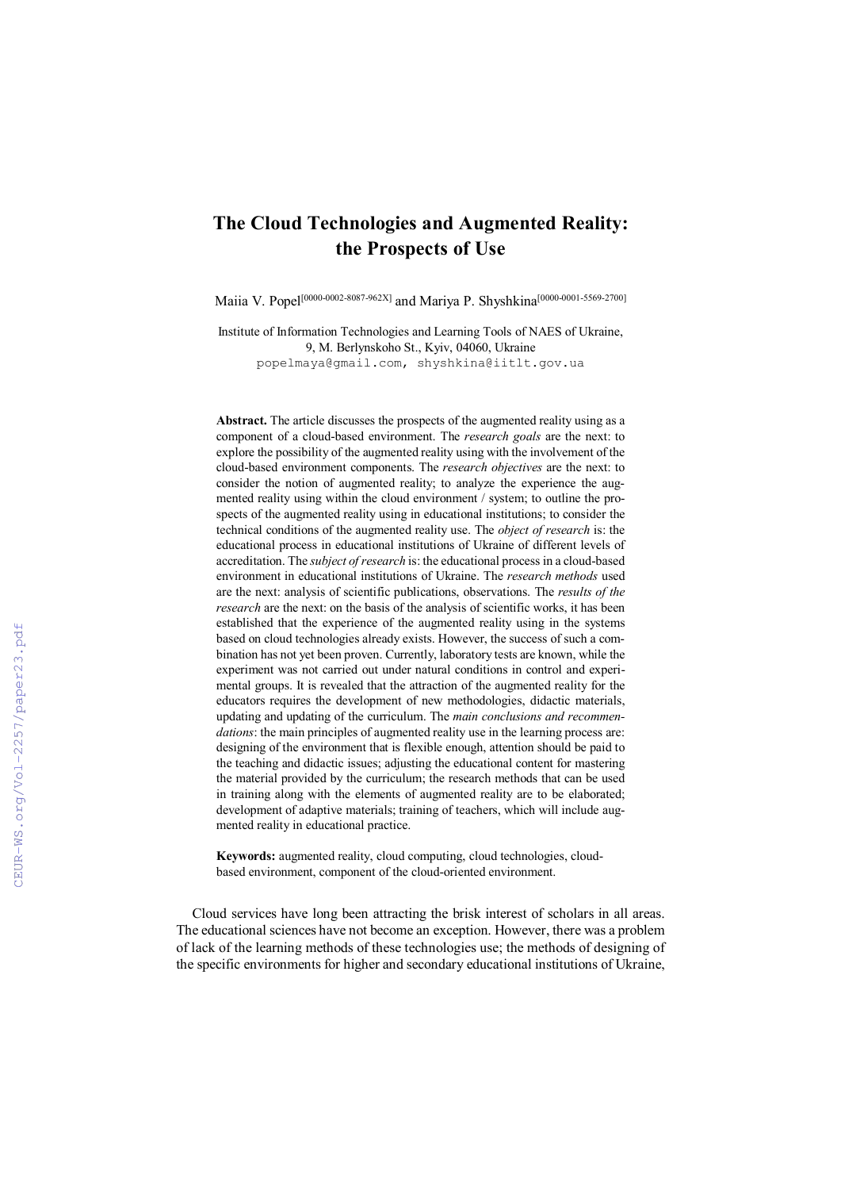# The Cloud Technologies and Augmented Reality: the Prospects of Use

Maiia V. Popel[0000-0002-8087-962X] and Mariya P. Shyshkina[0000-0001-5569-2700]

Institute of Information Technologies and Learning Tools of NAES of Ukraine,
9, M. Berlynskoho St., Kyiv, 04060, Ukraine
popelmaya@gmail.com, shyshkina@iitlt.gov.ua

**Abstract.** The article discusses the prospects of the augmented reality using as a component of a cloud-based environment. The *research goals* are the next: to explore the possibility of the augmented reality using with the involvement of the cloud-based environment components. The *research objectives* are the next: to consider the notion of augmented reality; to analyze the experience the augmented reality using within the cloud environment / system; to outline the prospects of the augmented reality using in educational institutions; to consider the technical conditions of the augmented reality use. The *object of research* is: the educational process in educational institutions of Ukraine of different levels of accreditation. The *subject of research* is: the educational process in a cloud-based environment in educational institutions of Ukraine. The *research methods* used are the next: analysis of scientific publications, observations. The *results of the research* are the next: on the basis of the analysis of scientific works, it has been established that the experience of the augmented reality using in the systems based on cloud technologies already exists. However, the success of such a combination has not yet been proven. Currently, laboratory tests are known, while the experiment was not carried out under natural conditions in control and experimental groups. It is revealed that the attraction of the augmented reality for the educators requires the development of new methodologies, didactic materials, updating and updating of the curriculum. The *main conclusions and recommendations*: the main principles of augmented reality use in the learning process are: designing of the environment that is flexible enough, attention should be paid to the teaching and didactic issues; adjusting the educational content for mastering the material provided by the curriculum; the research methods that can be used in training along with the elements of augmented reality are to be elaborated; development of adaptive materials; training of teachers, which will include augmented reality in educational practice.

**Keywords:** augmented reality, cloud computing, cloud technologies, cloud-based environment, component of the cloud-oriented environment.

Cloud services have long been attracting the brisk interest of scholars in all areas. The educational sciences have not become an exception. However, there was a problem of lack of the learning methods of these technologies use; the methods of designing of the specific environments for higher and secondary educational institutions of Ukraine,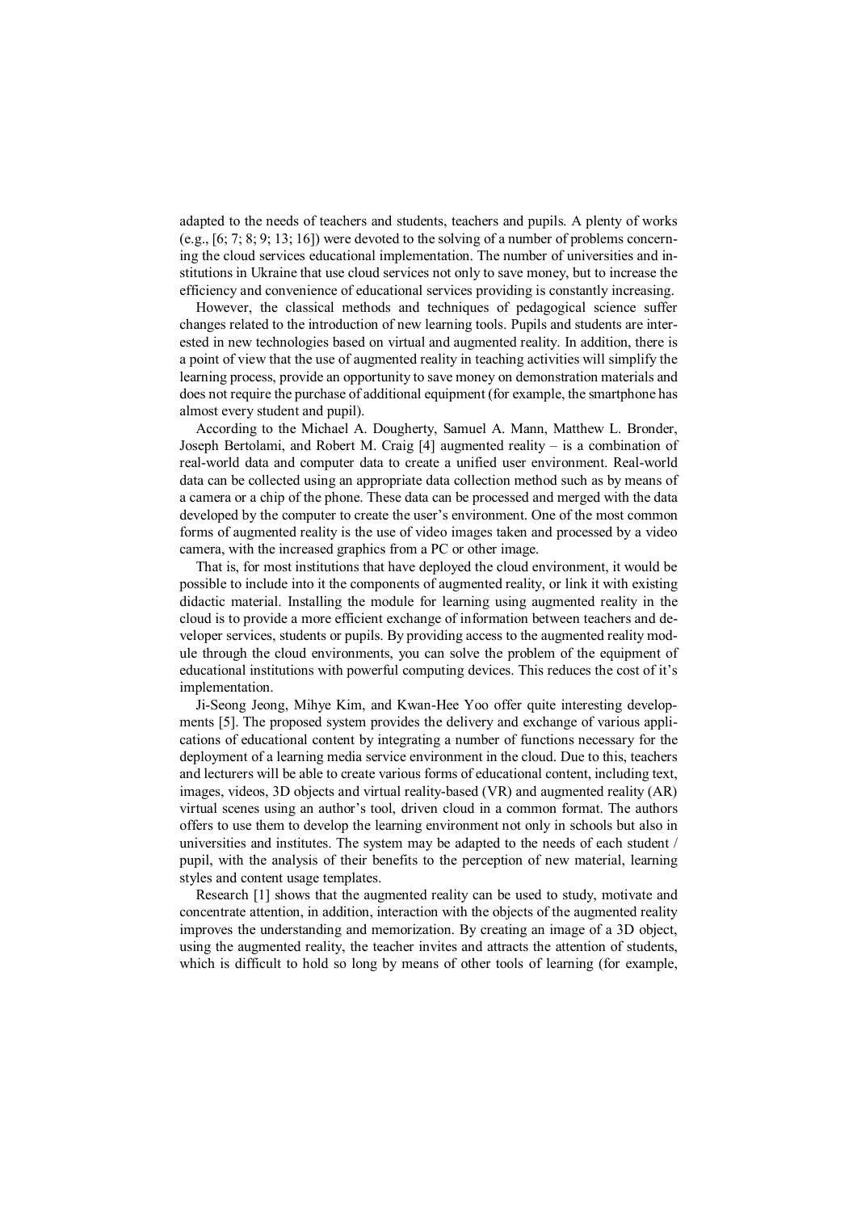adapted to the needs of teachers and students, teachers and pupils. A plenty of works (e.g., [6; 7; 8; 9; 13; 16]) were devoted to the solving of a number of problems concerning the cloud services educational implementation. The number of universities and institutions in Ukraine that use cloud services not only to save money, but to increase the efficiency and convenience of educational services providing is constantly increasing.

However, the classical methods and techniques of pedagogical science suffer changes related to the introduction of new learning tools. Pupils and students are interested in new technologies based on virtual and augmented reality. In addition, there is a point of view that the use of augmented reality in teaching activities will simplify the learning process, provide an opportunity to save money on demonstration materials and does not require the purchase of additional equipment (for example, the smartphone has almost every student and pupil).

According to the Michael A. Dougherty, Samuel A. Mann, Matthew L. Bronder, Joseph Bertolami, and Robert M. Craig [4] augmented reality – is a combination of real-world data and computer data to create a unified user environment. Real-world data can be collected using an appropriate data collection method such as by means of a camera or a chip of the phone. These data can be processed and merged with the data developed by the computer to create the user's environment. One of the most common forms of augmented reality is the use of video images taken and processed by a video camera, with the increased graphics from a PC or other image.

That is, for most institutions that have deployed the cloud environment, it would be possible to include into it the components of augmented reality, or link it with existing didactic material. Installing the module for learning using augmented reality in the cloud is to provide a more efficient exchange of information between teachers and developer services, students or pupils. By providing access to the augmented reality module through the cloud environments, you can solve the problem of the equipment of educational institutions with powerful computing devices. This reduces the cost of it's implementation.

Ji-Seong Jeong, Mihye Kim, and Kwan-Hee Yoo offer quite interesting developments [5]. The proposed system provides the delivery and exchange of various applications of educational content by integrating a number of functions necessary for the deployment of a learning media service environment in the cloud. Due to this, teachers and lecturers will be able to create various forms of educational content, including text, images, videos, 3D objects and virtual reality-based (VR) and augmented reality (AR) virtual scenes using an author's tool, driven cloud in a common format. The authors offers to use them to develop the learning environment not only in schools but also in universities and institutes. The system may be adapted to the needs of each student / pupil, with the analysis of their benefits to the perception of new material, learning styles and content usage templates.

Research [1] shows that the augmented reality can be used to study, motivate and concentrate attention, in addition, interaction with the objects of the augmented reality improves the understanding and memorization. By creating an image of a 3D object, using the augmented reality, the teacher invites and attracts the attention of students, which is difficult to hold so long by means of other tools of learning (for example,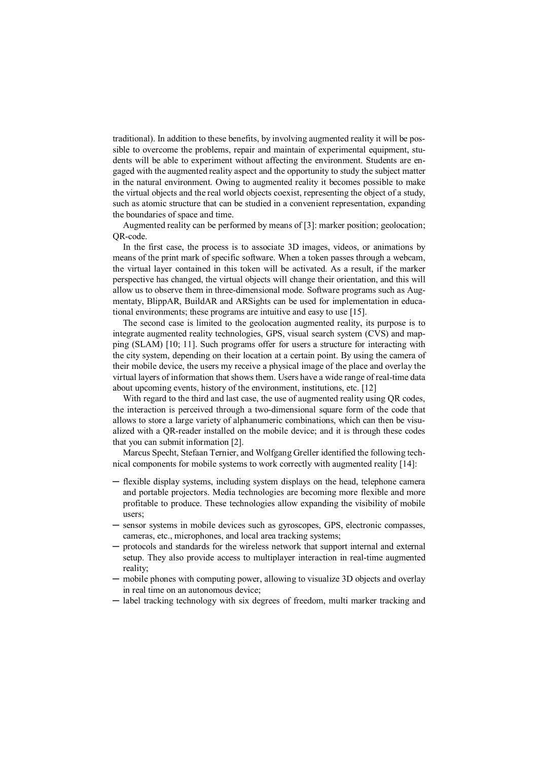traditional). In addition to these benefits, by involving augmented reality it will be possible to overcome the problems, repair and maintain of experimental equipment, students will be able to experiment without affecting the environment. Students are engaged with the augmented reality aspect and the opportunity to study the subject matter in the natural environment. Owing to augmented reality it becomes possible to make the virtual objects and the real world objects coexist, representing the object of a study, such as atomic structure that can be studied in a convenient representation, expanding the boundaries of space and time.

Augmented reality can be performed by means of [3]: marker position; geolocation; QR-code.

In the first case, the process is to associate 3D images, videos, or animations by means of the print mark of specific software. When a token passes through a webcam, the virtual layer contained in this token will be activated. As a result, if the marker perspective has changed, the virtual objects will change their orientation, and this will allow us to observe them in three-dimensional mode. Software programs such as Augmentaty, BlippAR, BuildAR and ARSights can be used for implementation in educational environments; these programs are intuitive and easy to use [15].

The second case is limited to the geolocation augmented reality, its purpose is to integrate augmented reality technologies, GPS, visual search system (CVS) and mapping (SLAM) [10; 11]. Such programs offer for users a structure for interacting with the city system, depending on their location at a certain point. By using the camera of their mobile device, the users my receive a physical image of the place and overlay the virtual layers of information that shows them. Users have a wide range of real-time data about upcoming events, history of the environment, institutions, etc. [12]

With regard to the third and last case, the use of augmented reality using QR codes, the interaction is perceived through a two-dimensional square form of the code that allows to store a large variety of alphanumeric combinations, which can then be visualized with a QR-reader installed on the mobile device; and it is through these codes that you can submit information [2].

Marcus Specht, Stefaan Ternier, and Wolfgang Greller identified the following technical components for mobile systems to work correctly with augmented reality [14]:

- flexible display systems, including system displays on the head, telephone camera and portable projectors. Media technologies are becoming more flexible and more profitable to produce. These technologies allow expanding the visibility of mobile users;
- sensor systems in mobile devices such as gyroscopes, GPS, electronic compasses, cameras, etc., microphones, and local area tracking systems;
- protocols and standards for the wireless network that support internal and external setup. They also provide access to multiplayer interaction in real-time augmented reality;
- mobile phones with computing power, allowing to visualize 3D objects and overlay in real time on an autonomous device;
- label tracking technology with six degrees of freedom, multi marker tracking and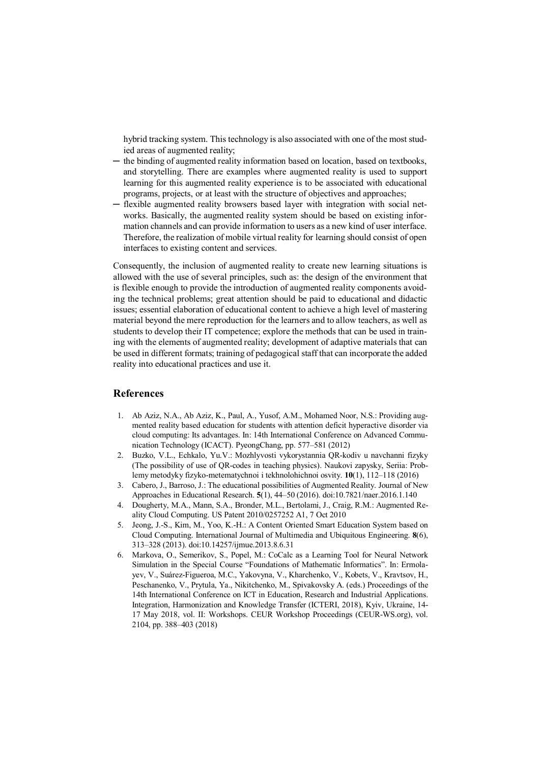hybrid tracking system. This technology is also associated with one of the most studied areas of augmented reality;

- the binding of augmented reality information based on location, based on textbooks, and storytelling. There are examples where augmented reality is used to support learning for this augmented reality experience is to be associated with educational programs, projects, or at least with the structure of objectives and approaches;
- flexible augmented reality browsers based layer with integration with social networks. Basically, the augmented reality system should be based on existing information channels and can provide information to users as a new kind of user interface. Therefore, the realization of mobile virtual reality for learning should consist of open interfaces to existing content and services.

Consequently, the inclusion of augmented reality to create new learning situations is allowed with the use of several principles, such as: the design of the environment that is flexible enough to provide the introduction of augmented reality components avoiding the technical problems; great attention should be paid to educational and didactic issues; essential elaboration of educational content to achieve a high level of mastering material beyond the mere reproduction for the learners and to allow teachers, as well as students to develop their IT competence; explore the methods that can be used in training with the elements of augmented reality; development of adaptive materials that can be used in different formats; training of pedagogical staff that can incorporate the added reality into educational practices and use it.

## References

1. Ab Aziz, N.A., Ab Aziz, K., Paul, A., Yusof, A.M., Mohamed Noor, N.S.: Providing augmented reality based education for students with attention deficit hyperactive disorder via cloud computing: Its advantages. In: 14th International Conference on Advanced Communication Technology (ICACT). PyeongChang, pp. 577–581 (2012)
2. Buzko, V.L., Echkalo, Yu.V.: Mozhlyvosti vykorystannia QR-kodiv u navchanni fizyky (The possibility of use of QR-codes in teaching physics). Naukovi zapysky, Seriia: Problemy metodyky fizyko-metematychnoi i tekhnolohichnoi osvity. **10**(1), 112–118 (2016)
3. Cabero, J., Barroso, J.: The educational possibilities of Augmented Reality. Journal of New Approaches in Educational Research. **5**(1), 44–50 (2016). doi:10.7821/naer.2016.1.140
4. Dougherty, M.A., Mann, S.A., Bronder, M.L., Bertolami, J., Craig, R.M.: Augmented Reality Cloud Computing. US Patent 2010/0257252 A1, 7 Oct 2010
5. Jeong, J.-S., Kim, M., Yoo, K.-H.: A Content Oriented Smart Education System based on Cloud Computing. International Journal of Multimedia and Ubiquitous Engineering. **8**(6), 313–328 (2013). doi:10.14257/ijmue.2013.8.6.31
6. Markova, O., Semerikov, S., Popel, M.: CoCalc as a Learning Tool for Neural Network Simulation in the Special Course "Foundations of Mathematic Informatics". In: Ermolayev, V., Suárez-Figueroa, M.C., Yakovyna, V., Kharchenko, V., Kobets, V., Kravtsov, H., Peschanenko, V., Prytula, Ya., Nikitchenko, M., Spivakovsky A. (eds.) Proceedings of the 14th International Conference on ICT in Education, Research and Industrial Applications. Integration, Harmonization and Knowledge Transfer (ICTERI, 2018), Kyiv, Ukraine, 14-17 May 2018, vol. II: Workshops. CEUR Workshop Proceedings (CEUR-WS.org), vol. 2104, pp. 388–403 (2018)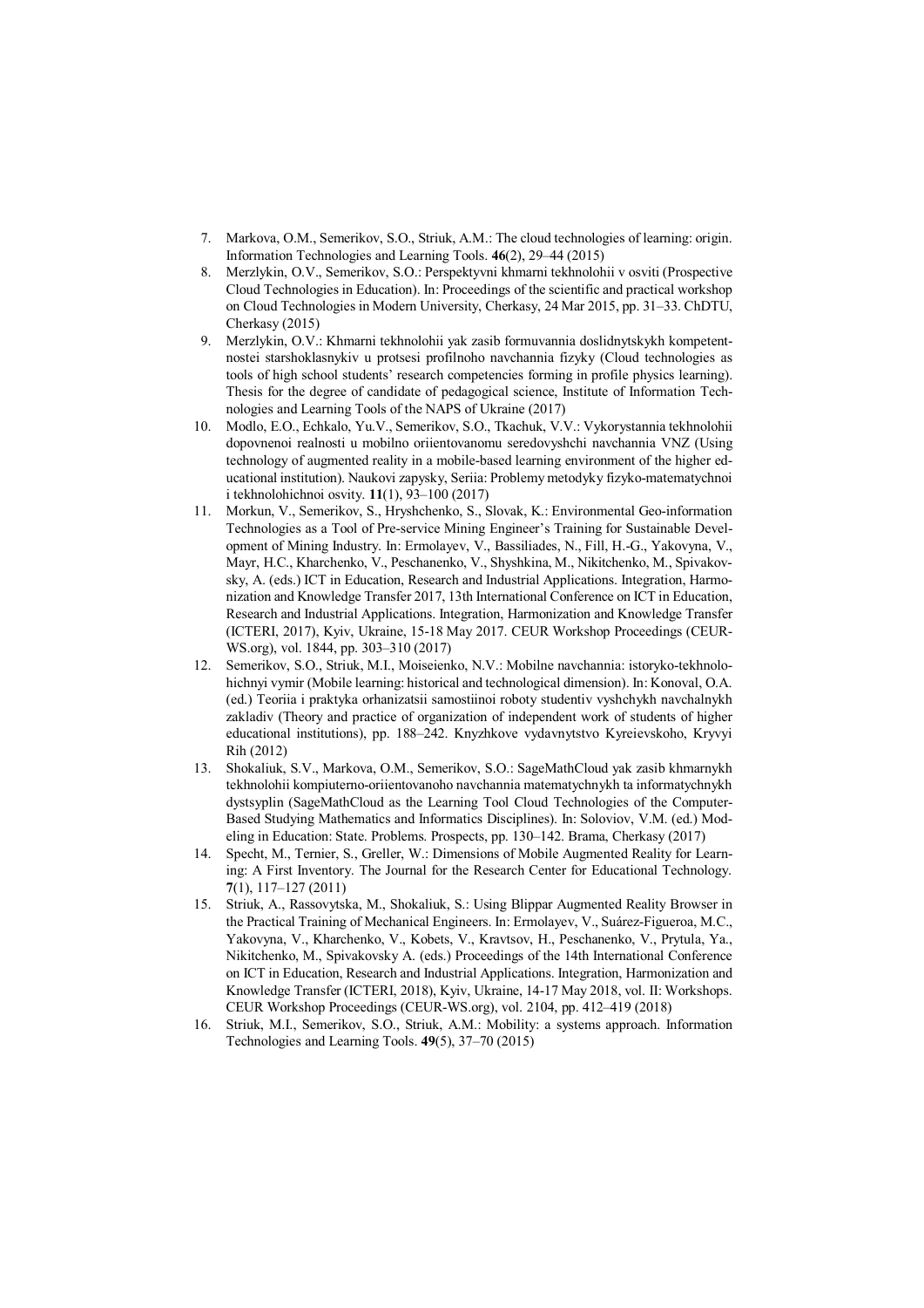7. Markova, O.M., Semerikov, S.O., Striuk, A.M.: The cloud technologies of learning: origin. Information Technologies and Learning Tools. **46**(2), 29–44 (2015)
8. Merzlykin, O.V., Semerikov, S.O.: Perspektyvni khmarni tekhnolohii v osviti (Prospective Cloud Technologies in Education). In: Proceedings of the scientific and practical workshop on Cloud Technologies in Modern University, Cherkasy, 24 Mar 2015, pp. 31–33. ChDTU, Cherkasy (2015)
9. Merzlykin, O.V.: Khmarni tekhnolohii yak zasib formuvannia doslidnytskykh kompetentnostei starshoklasnykiv u protsesi profilnoho navchannia fizyky (Cloud technologies as tools of high school students' research competencies forming in profile physics learning). Thesis for the degree of candidate of pedagogical science, Institute of Information Technologies and Learning Tools of the NAPS of Ukraine (2017)
10. Modlo, E.O., Echkalo, Yu.V., Semerikov, S.O., Tkachuk, V.V.: Vykorystannia tekhnolohii dopovnenoi realnosti u mobilno oriientovanomu seredovyshchi navchannia VNZ (Using technology of augmented reality in a mobile-based learning environment of the higher educational institution). Naukovi zapysky, Seriia: Problemy metodyky fizyko-matematychnoi i tekhnolohichnoi osvity. **11**(1), 93–100 (2017)
11. Morkun, V., Semerikov, S., Hryshchenko, S., Slovak, K.: Environmental Geo-information Technologies as a Tool of Pre-service Mining Engineer's Training for Sustainable Development of Mining Industry. In: Ermolayev, V., Bassiliades, N., Fill, H.-G., Yakovyna, V., Mayr, H.C., Kharchenko, V., Peschanenko, V., Shyshkina, M., Nikitchenko, M., Spivakovsky, A. (eds.) ICT in Education, Research and Industrial Applications. Integration, Harmonization and Knowledge Transfer 2017, 13th International Conference on ICT in Education, Research and Industrial Applications. Integration, Harmonization and Knowledge Transfer (ICTERI, 2017), Kyiv, Ukraine, 15-18 May 2017. CEUR Workshop Proceedings (CEUR-WS.org), vol. 1844, pp. 303–310 (2017)
12. Semerikov, S.O., Striuk, M.I., Moiseienko, N.V.: Mobilne navchannia: istoryko-tekhnolohichnyi vymir (Mobile learning: historical and technological dimension). In: Konoval, O.A. (ed.) Teoriia i praktyka orhanizatsii samostiinoi roboty studentiv vyshchykh navchalnykh zakladiv (Theory and practice of organization of independent work of students of higher educational institutions), pp. 188–242. Knyzhkove vydavnytstvo Kyreievskoho, Kryvyi Rih (2012)
13. Shokaliuk, S.V., Markova, O.M., Semerikov, S.O.: SageMathCloud yak zasib khmarnykh tekhnolohii kompiuterno-oriientovanoho navchannia matematychnykh ta informatychnykh dystsyplin (SageMathCloud as the Learning Tool Cloud Technologies of the Computer-Based Studying Mathematics and Informatics Disciplines). In: Soloviov, V.M. (ed.) Modeling in Education: State. Problems. Prospects, pp. 130–142. Brama, Cherkasy (2017)
14. Specht, M., Ternier, S., Greller, W.: Dimensions of Mobile Augmented Reality for Learning: A First Inventory. The Journal for the Research Center for Educational Technology. **7**(1), 117–127 (2011)
15. Striuk, A., Rassovytska, M., Shokaliuk, S.: Using Blippar Augmented Reality Browser in the Practical Training of Mechanical Engineers. In: Ermolayev, V., Suárez-Figueroa, M.C., Yakovyna, V., Kharchenko, V., Kobets, V., Kravtsov, H., Peschanenko, V., Prytula, Ya., Nikitchenko, M., Spivakovsky A. (eds.) Proceedings of the 14th International Conference on ICT in Education, Research and Industrial Applications. Integration, Harmonization and Knowledge Transfer (ICTERI, 2018), Kyiv, Ukraine, 14-17 May 2018, vol. II: Workshops. CEUR Workshop Proceedings (CEUR-WS.org), vol. 2104, pp. 412–419 (2018)
16. Striuk, M.I., Semerikov, S.O., Striuk, A.M.: Mobility: a systems approach. Information Technologies and Learning Tools. **49**(5), 37–70 (2015)